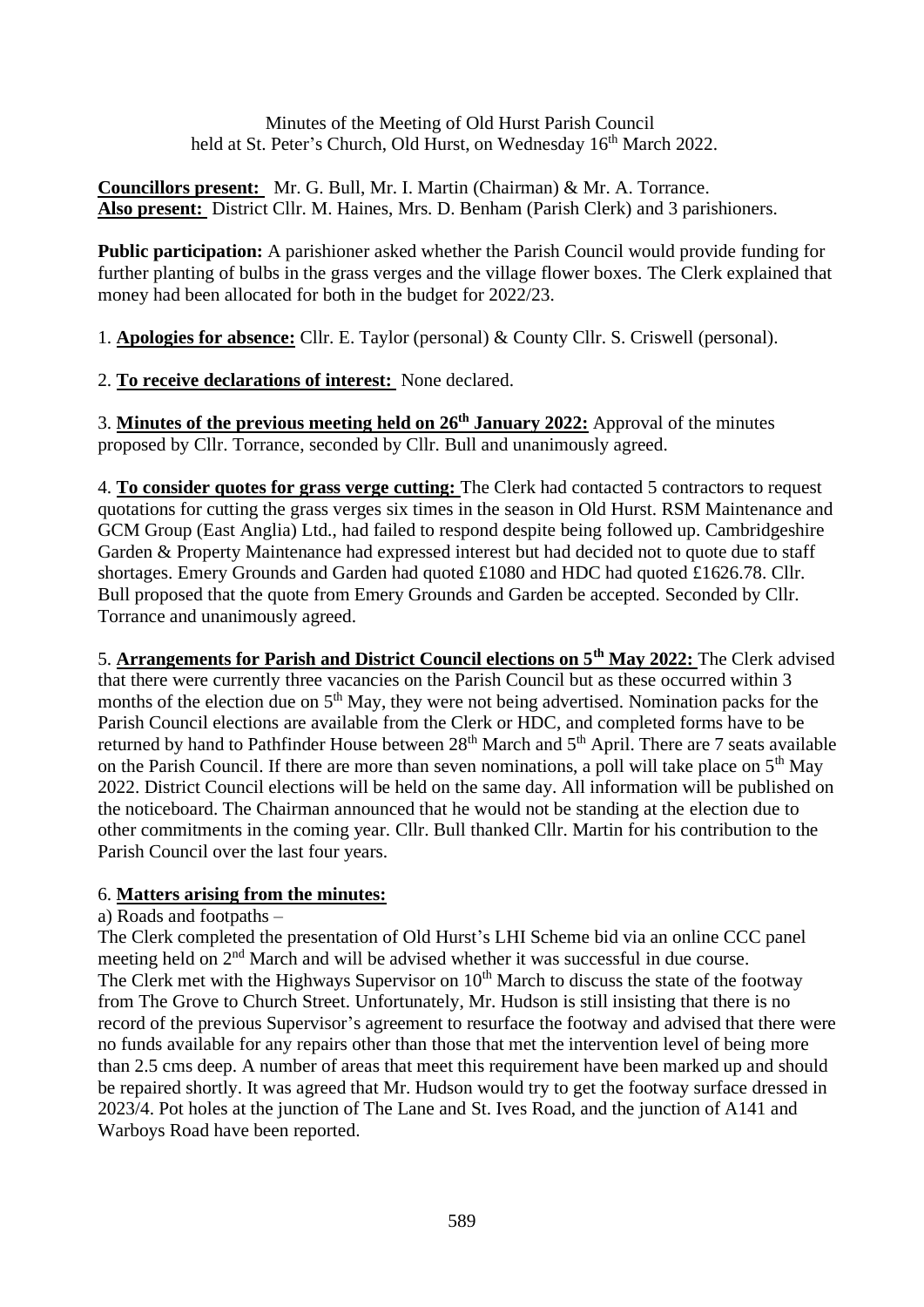Minutes of the Meeting of Old Hurst Parish Council
held at St. Peter's Church, Old Hurst, on Wednesday 16th March 2022.

**Councillors present:** Mr. G. Bull, Mr. I. Martin (Chairman) & Mr. A. Torrance.
**Also present:** District Cllr. M. Haines, Mrs. D. Benham (Parish Clerk) and 3 parishioners.

**Public participation:** A parishioner asked whether the Parish Council would provide funding for further planting of bulbs in the grass verges and the village flower boxes. The Clerk explained that money had been allocated for both in the budget for 2022/23.

1. **Apologies for absence:** Cllr. E. Taylor (personal) & County Cllr. S. Criswell (personal).

2. **To receive declarations of interest:** None declared.

3. **Minutes of the previous meeting held on 26th January 2022:** Approval of the minutes proposed by Cllr. Torrance, seconded by Cllr. Bull and unanimously agreed.

4. **To consider quotes for grass verge cutting:** The Clerk had contacted 5 contractors to request quotations for cutting the grass verges six times in the season in Old Hurst. RSM Maintenance and GCM Group (East Anglia) Ltd., had failed to respond despite being followed up. Cambridgeshire Garden & Property Maintenance had expressed interest but had decided not to quote due to staff shortages. Emery Grounds and Garden had quoted £1080 and HDC had quoted £1626.78. Cllr. Bull proposed that the quote from Emery Grounds and Garden be accepted. Seconded by Cllr. Torrance and unanimously agreed.

5. **Arrangements for Parish and District Council elections on 5th May 2022:** The Clerk advised that there were currently three vacancies on the Parish Council but as these occurred within 3 months of the election due on 5th May, they were not being advertised. Nomination packs for the Parish Council elections are available from the Clerk or HDC, and completed forms have to be returned by hand to Pathfinder House between 28th March and 5th April. There are 7 seats available on the Parish Council. If there are more than seven nominations, a poll will take place on 5th May 2022. District Council elections will be held on the same day. All information will be published on the noticeboard. The Chairman announced that he would not be standing at the election due to other commitments in the coming year. Cllr. Bull thanked Cllr. Martin for his contribution to the Parish Council over the last four years.

6. **Matters arising from the minutes:**

a) Roads and footpaths –

The Clerk completed the presentation of Old Hurst's LHI Scheme bid via an online CCC panel meeting held on 2nd March and will be advised whether it was successful in due course.
The Clerk met with the Highways Supervisor on 10th March to discuss the state of the footway from The Grove to Church Street. Unfortunately, Mr. Hudson is still insisting that there is no record of the previous Supervisor's agreement to resurface the footway and advised that there were no funds available for any repairs other than those that met the intervention level of being more than 2.5 cms deep. A number of areas that meet this requirement have been marked up and should be repaired shortly. It was agreed that Mr. Hudson would try to get the footway surface dressed in 2023/4. Pot holes at the junction of The Lane and St. Ives Road, and the junction of A141 and Warboys Road have been reported.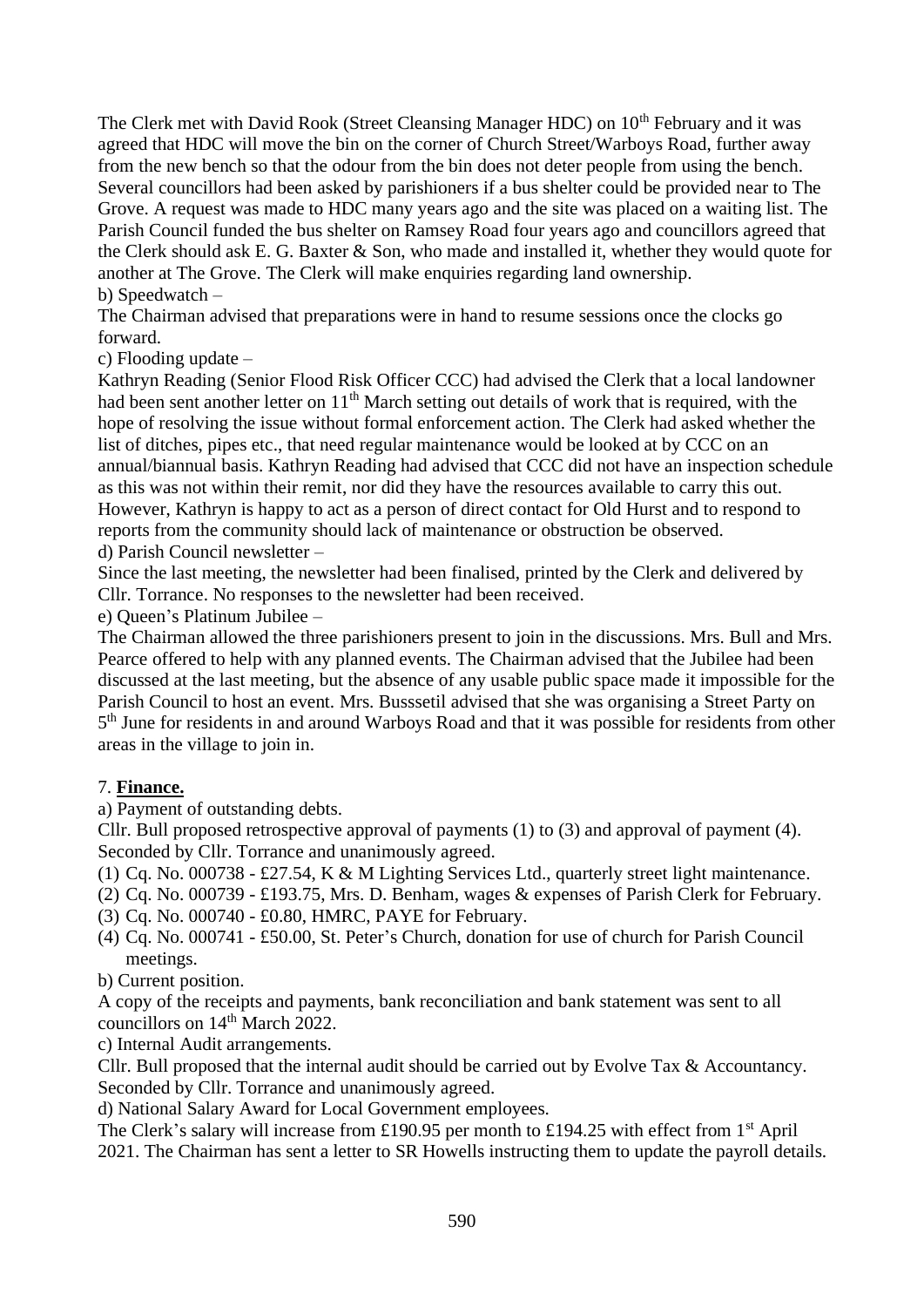The Clerk met with David Rook (Street Cleansing Manager HDC) on 10th February and it was agreed that HDC will move the bin on the corner of Church Street/Warboys Road, further away from the new bench so that the odour from the bin does not deter people from using the bench. Several councillors had been asked by parishioners if a bus shelter could be provided near to The Grove. A request was made to HDC many years ago and the site was placed on a waiting list. The Parish Council funded the bus shelter on Ramsey Road four years ago and councillors agreed that the Clerk should ask E. G. Baxter & Son, who made and installed it, whether they would quote for another at The Grove. The Clerk will make enquiries regarding land ownership.

b) Speedwatch –

The Chairman advised that preparations were in hand to resume sessions once the clocks go forward.

c) Flooding update –

Kathryn Reading (Senior Flood Risk Officer CCC) had advised the Clerk that a local landowner had been sent another letter on 11th March setting out details of work that is required, with the hope of resolving the issue without formal enforcement action. The Clerk had asked whether the list of ditches, pipes etc., that need regular maintenance would be looked at by CCC on an annual/biannual basis. Kathryn Reading had advised that CCC did not have an inspection schedule as this was not within their remit, nor did they have the resources available to carry this out. However, Kathryn is happy to act as a person of direct contact for Old Hurst and to respond to reports from the community should lack of maintenance or obstruction be observed.

d) Parish Council newsletter –

Since the last meeting, the newsletter had been finalised, printed by the Clerk and delivered by Cllr. Torrance. No responses to the newsletter had been received.

e) Queen's Platinum Jubilee –

The Chairman allowed the three parishioners present to join in the discussions. Mrs. Bull and Mrs. Pearce offered to help with any planned events. The Chairman advised that the Jubilee had been discussed at the last meeting, but the absence of any usable public space made it impossible for the Parish Council to host an event. Mrs. Busssetil advised that she was organising a Street Party on 5th June for residents in and around Warboys Road and that it was possible for residents from other areas in the village to join in.

7. **Finance.**

a) Payment of outstanding debts.

Cllr. Bull proposed retrospective approval of payments (1) to (3) and approval of payment (4). Seconded by Cllr. Torrance and unanimously agreed.

(1) Cq. No. 000738 - £27.54, K & M Lighting Services Ltd., quarterly street light maintenance.
(2) Cq. No. 000739 - £193.75, Mrs. D. Benham, wages & expenses of Parish Clerk for February.
(3) Cq. No. 000740 - £0.80, HMRC, PAYE for February.
(4) Cq. No. 000741 - £50.00, St. Peter's Church, donation for use of church for Parish Council meetings.

b) Current position.

A copy of the receipts and payments, bank reconciliation and bank statement was sent to all councillors on 14th March 2022.

c) Internal Audit arrangements.

Cllr. Bull proposed that the internal audit should be carried out by Evolve Tax & Accountancy. Seconded by Cllr. Torrance and unanimously agreed.

d) National Salary Award for Local Government employees.

The Clerk's salary will increase from £190.95 per month to £194.25 with effect from 1st April 2021. The Chairman has sent a letter to SR Howells instructing them to update the payroll details.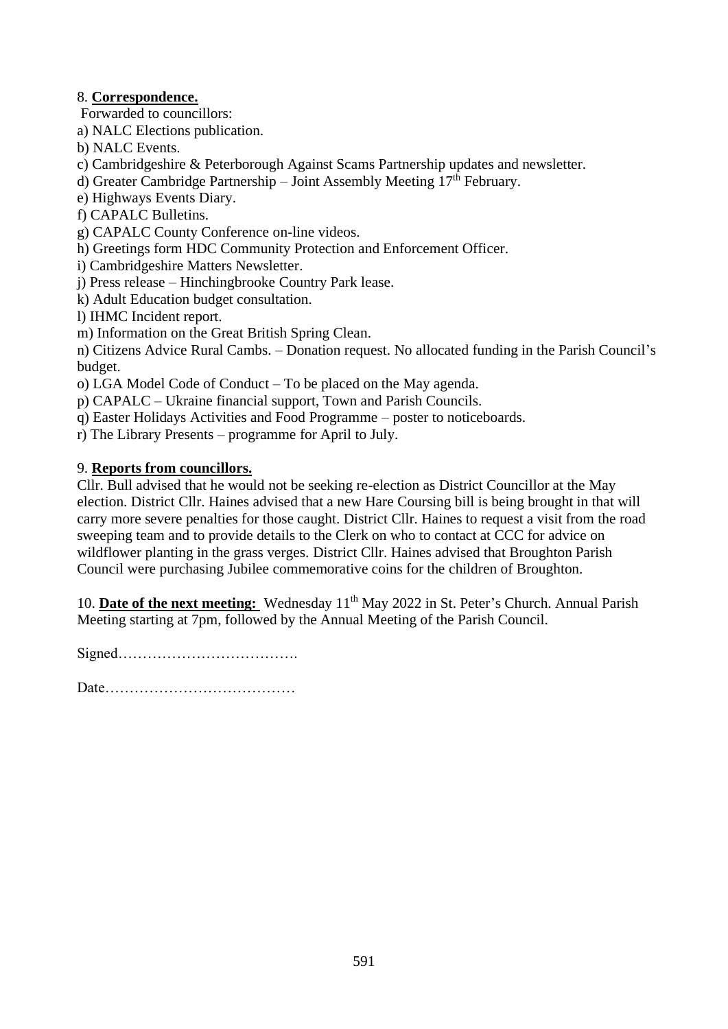8. **Correspondence.**

Forwarded to councillors:

a) NALC Elections publication.
b) NALC Events.
c) Cambridgeshire & Peterborough Against Scams Partnership updates and newsletter.
d) Greater Cambridge Partnership – Joint Assembly Meeting 17th February.
e) Highways Events Diary.
f) CAPALC Bulletins.
g) CAPALC County Conference on-line videos.
h) Greetings form HDC Community Protection and Enforcement Officer.
i) Cambridgeshire Matters Newsletter.
j) Press release – Hinchingbrooke Country Park lease.
k) Adult Education budget consultation.
l) IHMC Incident report.
m) Information on the Great British Spring Clean.
n) Citizens Advice Rural Cambs. – Donation request. No allocated funding in the Parish Council's budget.
o) LGA Model Code of Conduct – To be placed on the May agenda.
p) CAPALC – Ukraine financial support, Town and Parish Councils.
q) Easter Holidays Activities and Food Programme – poster to noticeboards.
r) The Library Presents – programme for April to July.

9. **Reports from councillors.**

Cllr. Bull advised that he would not be seeking re-election as District Councillor at the May election. District Cllr. Haines advised that a new Hare Coursing bill is being brought in that will carry more severe penalties for those caught. District Cllr. Haines to request a visit from the road sweeping team and to provide details to the Clerk on who to contact at CCC for advice on wildflower planting in the grass verges. District Cllr. Haines advised that Broughton Parish Council were purchasing Jubilee commemorative coins for the children of Broughton.

10. **Date of the next meeting:** Wednesday 11th May 2022 in St. Peter's Church. Annual Parish Meeting starting at 7pm, followed by the Annual Meeting of the Parish Council.

Signed……………………………….

Date…………………………………